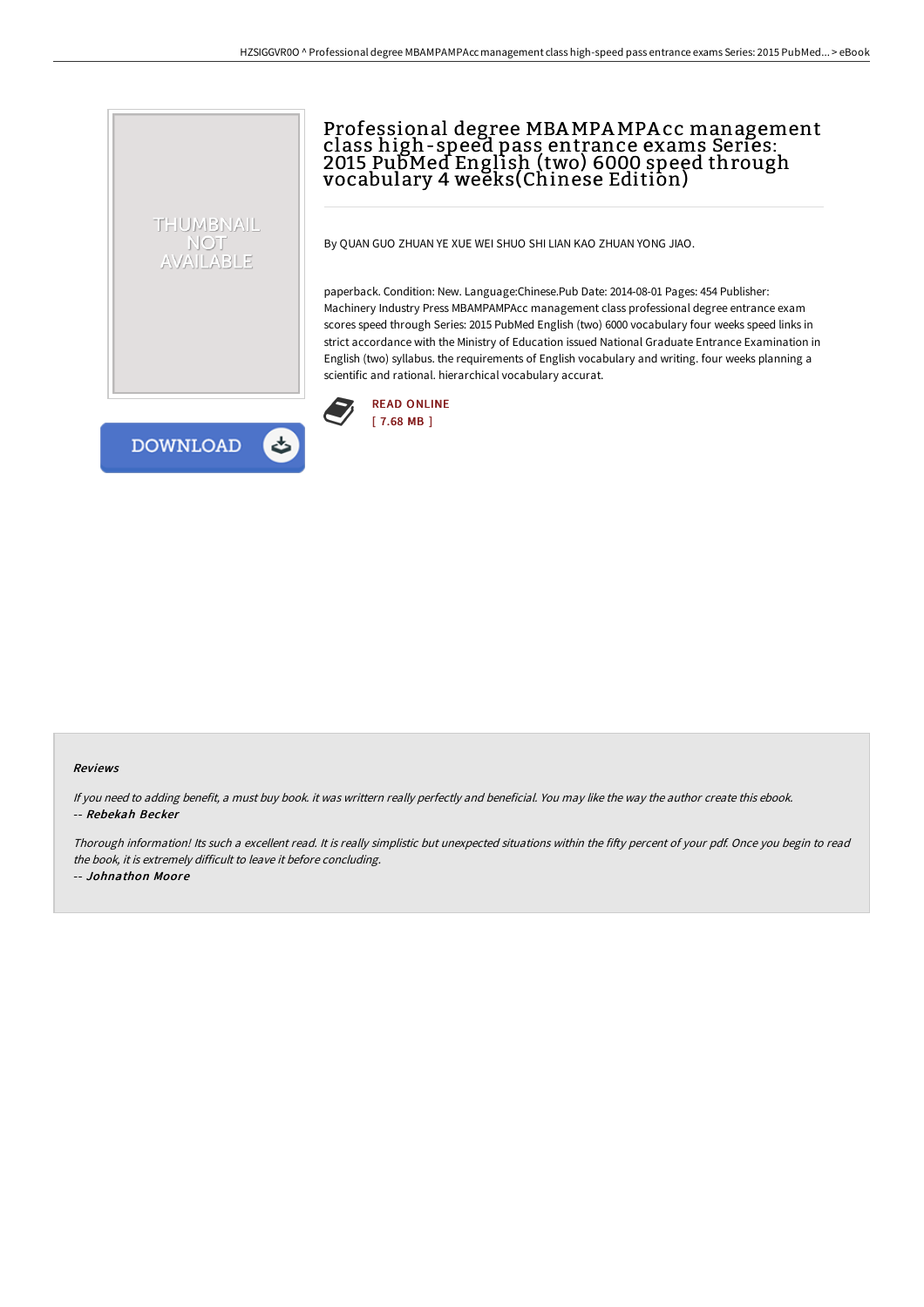# Professional degree MBA MPA MPAcc management class high-speed pass entrance exams Series: 2015 PubMed English (two) 6000 speed through vocabulary 4 weeks(Chinese Edition)

By QUAN GUO ZHUAN YE XUE WEI SHUO SHI LIAN KAO ZHUAN YONG JIAO.

paperback. Condition: New. Language:Chinese.Pub Date: 2014-08-01 Pages: 454 Publisher: Machinery Industry Press MBAMPAMPAcc management class professional degree entrance exam scores speed through Series: 2015 PubMed English (two) 6000 vocabulary four weeks speed links in strict accordance with the Ministry of Education issued National Graduate Entrance Examination in English (two) syllabus. the requirements of English vocabulary and writing. four weeks planning a scientific and rational. hierarchical vocabulary accurat.

READ ONLINE
[ 7.68 MB ]

DOWNLOAD

### Reviews

*If you need to adding benefit, a must buy book. it was writtern really perfectly and beneficial. You may like the way the author create this ebook.*
-- ***Rebekah Becker***

*Thorough information! Its such a excellent read. It is really simplistic but unexpected situations within the fifty percent of your pdf. Once you begin to read the book, it is extremely difficult to leave it before concluding.*
-- ***Johnathon Moore***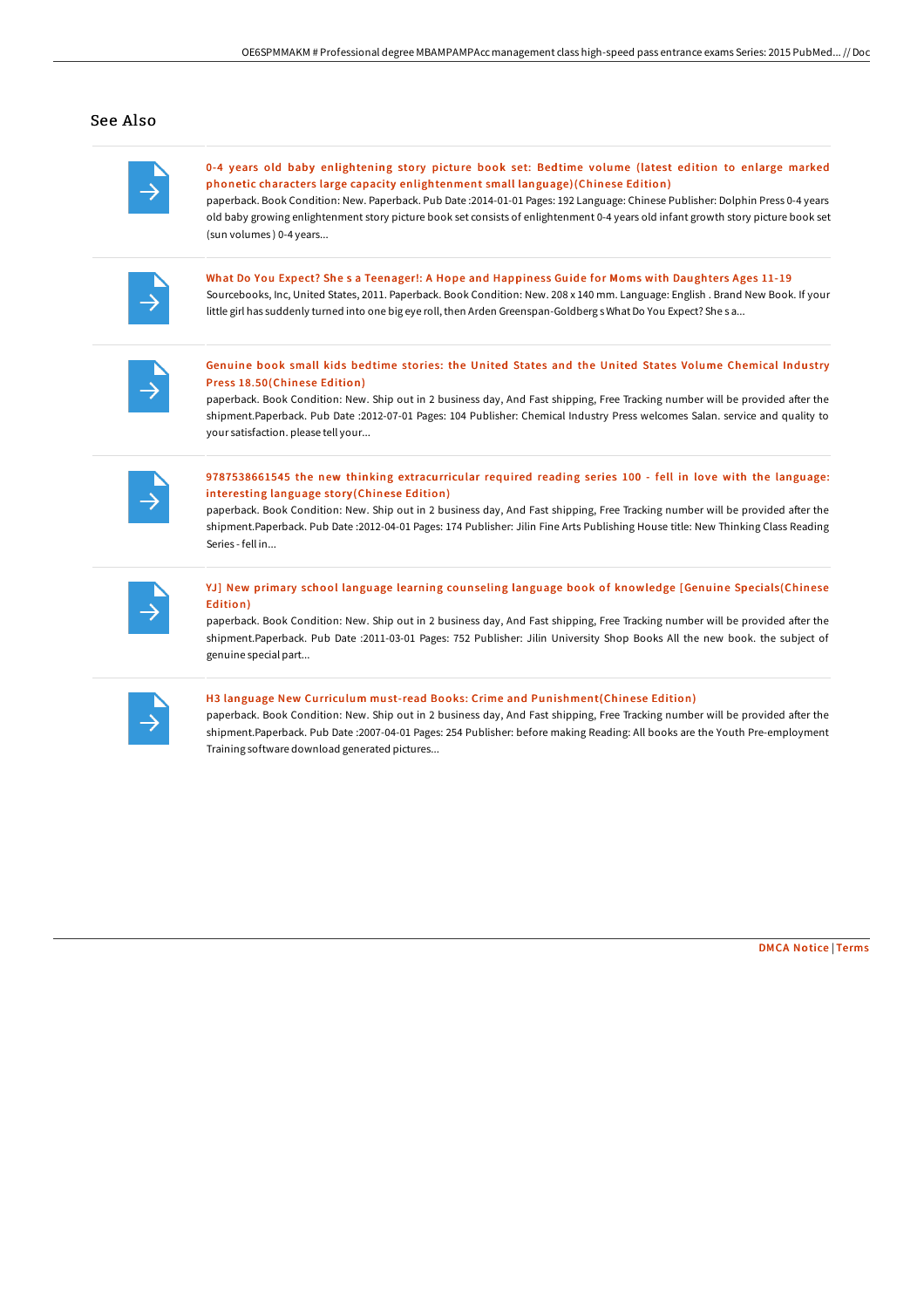## See Also

**0-4 years old baby enlightening story picture book set: Bedtime volume (latest edition to enlarge marked phonetic characters large capacity enlightenment small language)(Chinese Edition)**

paperback. Book Condition: New. Paperback. Pub Date :2014-01-01 Pages: 192 Language: Chinese Publisher: Dolphin Press 0-4 years old baby growing enlightenment story picture book set consists of enlightenment 0-4 years old infant growth story picture book set (sun volumes ) 0-4 years...

**What Do You Expect? She s a Teenager!: A Hope and Happiness Guide for Moms with Daughters Ages 11-19**

Sourcebooks, Inc, United States, 2011. Paperback. Book Condition: New. 208 x 140 mm. Language: English . Brand New Book. If your little girl has suddenly turned into one big eye roll, then Arden Greenspan-Goldberg s What Do You Expect? She s a...

**Genuine book small kids bedtime stories: the United States and the United States Volume Chemical Industry Press 18.50(Chinese Edition)**

paperback. Book Condition: New. Ship out in 2 business day, And Fast shipping, Free Tracking number will be provided after the shipment.Paperback. Pub Date :2012-07-01 Pages: 104 Publisher: Chemical Industry Press welcomes Salan. service and quality to your satisfaction. please tell your...

**9787538661545 the new thinking extracurricular required reading series 100 - fell in love with the language: interesting language story(Chinese Edition)**

paperback. Book Condition: New. Ship out in 2 business day, And Fast shipping, Free Tracking number will be provided after the shipment.Paperback. Pub Date :2012-04-01 Pages: 174 Publisher: Jilin Fine Arts Publishing House title: New Thinking Class Reading Series - fell in...

**YJ] New primary school language learning counseling language book of knowledge [Genuine Specials(Chinese Edition)**

paperback. Book Condition: New. Ship out in 2 business day, And Fast shipping, Free Tracking number will be provided after the shipment.Paperback. Pub Date :2011-03-01 Pages: 752 Publisher: Jilin University Shop Books All the new book. the subject of genuine special part...

**H3 language New Curriculum must-read Books: Crime and Punishment(Chinese Edition)**

paperback. Book Condition: New. Ship out in 2 business day, And Fast shipping, Free Tracking number will be provided after the shipment.Paperback. Pub Date :2007-04-01 Pages: 254 Publisher: before making Reading: All books are the Youth Pre-employment Training software download generated pictures...